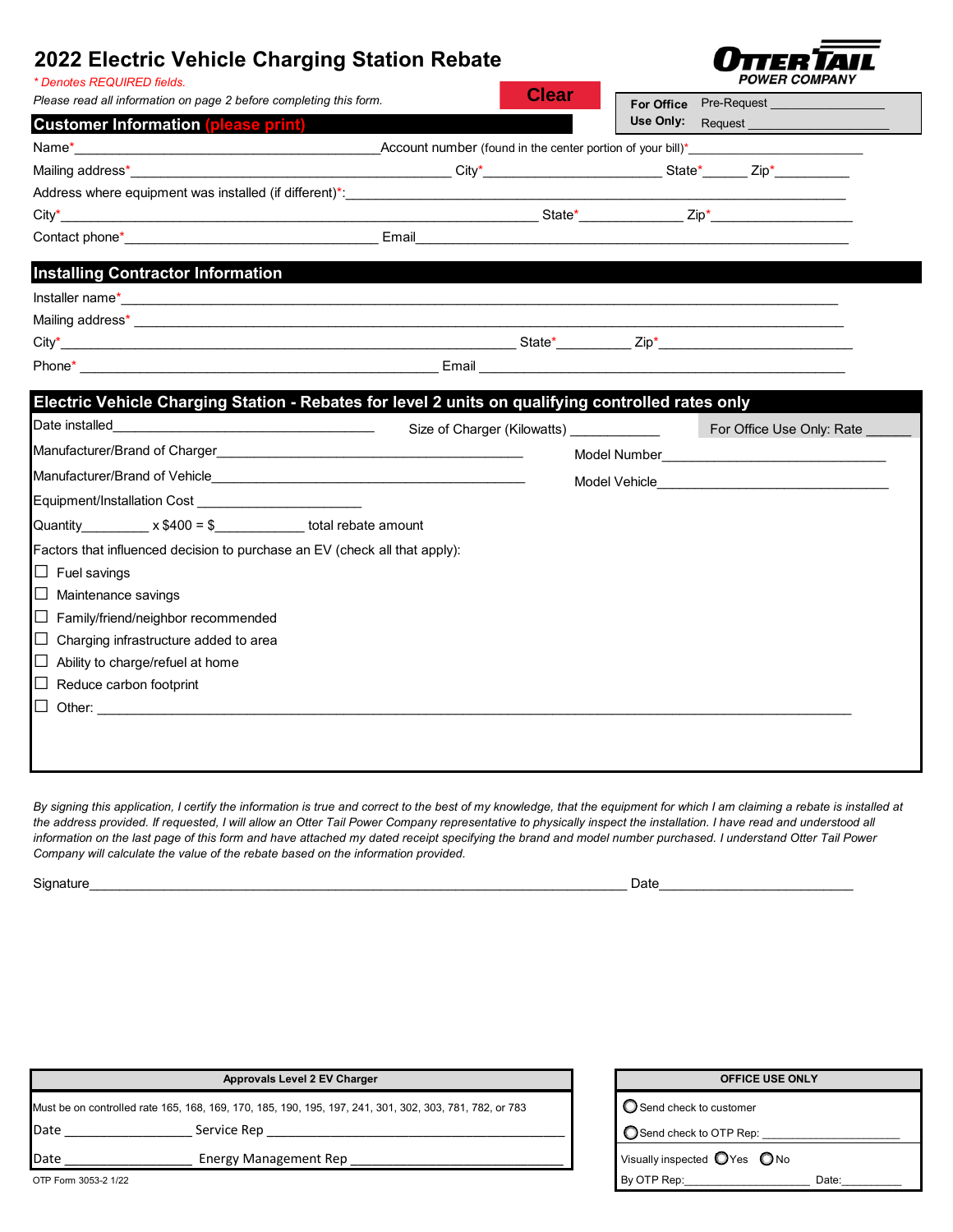# 2022 Electric Vehicle Charging Station Rebate

OTTER TAIL POWER COMPANY

*\* Denotes REQUIRED fields.*

*Please read all information on page 2 before completing this form.*

Clear

**For Office Use Only:** Pre-Request ________________ Request ________________

## Customer Information (please print)

Name*________________________________________ Account number (found in the center portion of your bill)*________________________

Mailing address*________________________________________ City*________________________ State*______ Zip*__________

Address where equipment was installed (if different)*:________________________________________________________________

City*________________________________________________________________ State*____________ Zip*__________________

Contact phone*________________________________ Email________________________________________________________

## Installing Contractor Information

Installer name*________________________________________________________________________________________

Mailing address* ________________________________________________________________________________________

City*________________________________________________________________ State*__________ Zip*________________________

Phone* ________________________________________________ Email ________________________________________________

## Electric Vehicle Charging Station - Rebates for level 2 units on qualifying controlled rates only

Date installed________________________________ Size of Charger (Kilowatts) ____________ For Office Use Only: Rate ______

Manufacturer/Brand of Charger________________________________________ Model Number________________________________

Manufacturer/Brand of Vehicle________________________________________ Model Vehicle________________________________

Equipment/Installation Cost ______________________

Quantity__________ x $400 = $____________ total rebate amount

Factors that influenced decision to purchase an EV (check all that apply):

- ☐ Fuel savings
- ☐ Maintenance savings
- ☐ Family/friend/neighbor recommended
- ☐ Charging infrastructure added to area
- ☐ Ability to charge/refuel at home
- ☐ Reduce carbon footprint
- ☐ Other: ________________________________________________________________________________________

*By signing this application, I certify the information is true and correct to the best of my knowledge, that the equipment for which I am claiming a rebate is installed at the address provided. If requested, I will allow an Otter Tail Power Company representative to physically inspect the installation. I have read and understood all information on the last page of this form and have attached my dated receipt specifying the brand and model number purchased. I understand Otter Tail Power Company will calculate the value of the rebate based on the information provided.*

Signature________________________________________________________________________ Date__________________________

| Approvals Level 2 EV Charger |
|---|
| Must be on controlled rate 165, 168, 169, 170, 185, 190, 195, 197, 241, 301, 302, 303, 781, 782, or 783 |
| Date ________________ Service Rep ________________________________________ |
| Date ________________ Energy Management Rep ________________________________ |

| OFFICE USE ONLY |
|---|
| ○ Send check to customer |
| ○ Send check to OTP Rep: ____________________ |
| Visually inspected ○ Yes ○ No |
| By OTP Rep:____________________ Date:__________ |

OTP Form 3053-2 1/22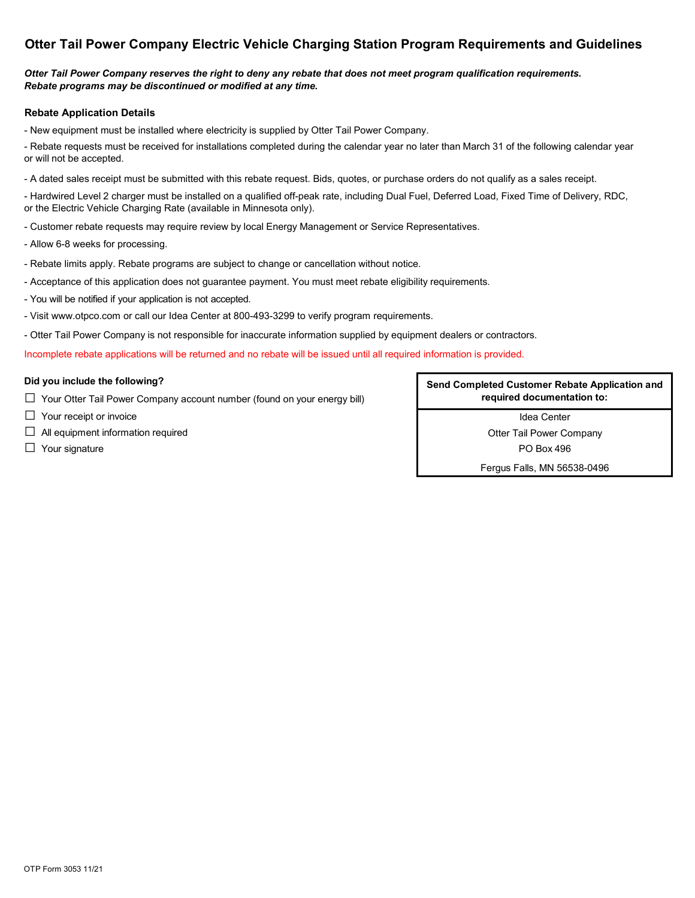# Otter Tail Power Company Electric Vehicle Charging Station Program Requirements and Guidelines

***Otter Tail Power Company reserves the right to deny any rebate that does not meet program qualification requirements. Rebate programs may be discontinued or modified at any time.***

### Rebate Application Details

- New equipment must be installed where electricity is supplied by Otter Tail Power Company.
- Rebate requests must be received for installations completed during the calendar year no later than March 31 of the following calendar year or will not be accepted.
- A dated sales receipt must be submitted with this rebate request. Bids, quotes, or purchase orders do not qualify as a sales receipt.
- Hardwired Level 2 charger must be installed on a qualified off-peak rate, including Dual Fuel, Deferred Load, Fixed Time of Delivery, RDC, or the Electric Vehicle Charging Rate (available in Minnesota only).
- Customer rebate requests may require review by local Energy Management or Service Representatives.
- Allow 6-8 weeks for processing.
- Rebate limits apply. Rebate programs are subject to change or cancellation without notice.
- Acceptance of this application does not guarantee payment. You must meet rebate eligibility requirements.
- You will be notified if your application is not accepted.
- Visit www.otpco.com or call our Idea Center at 800-493-3299 to verify program requirements.
- Otter Tail Power Company is not responsible for inaccurate information supplied by equipment dealers or contractors.

Incomplete rebate applications will be returned and no rebate will be issued until all required information is provided.

**Did you include the following?**

- ☐ Your Otter Tail Power Company account number (found on your energy bill)
- ☐ Your receipt or invoice
- ☐ All equipment information required
- ☐ Your signature

**Send Completed Customer Rebate Application and required documentation to:**

Idea Center
Otter Tail Power Company
PO Box 496
Fergus Falls, MN 56538-0496

OTP Form 3053 11/21